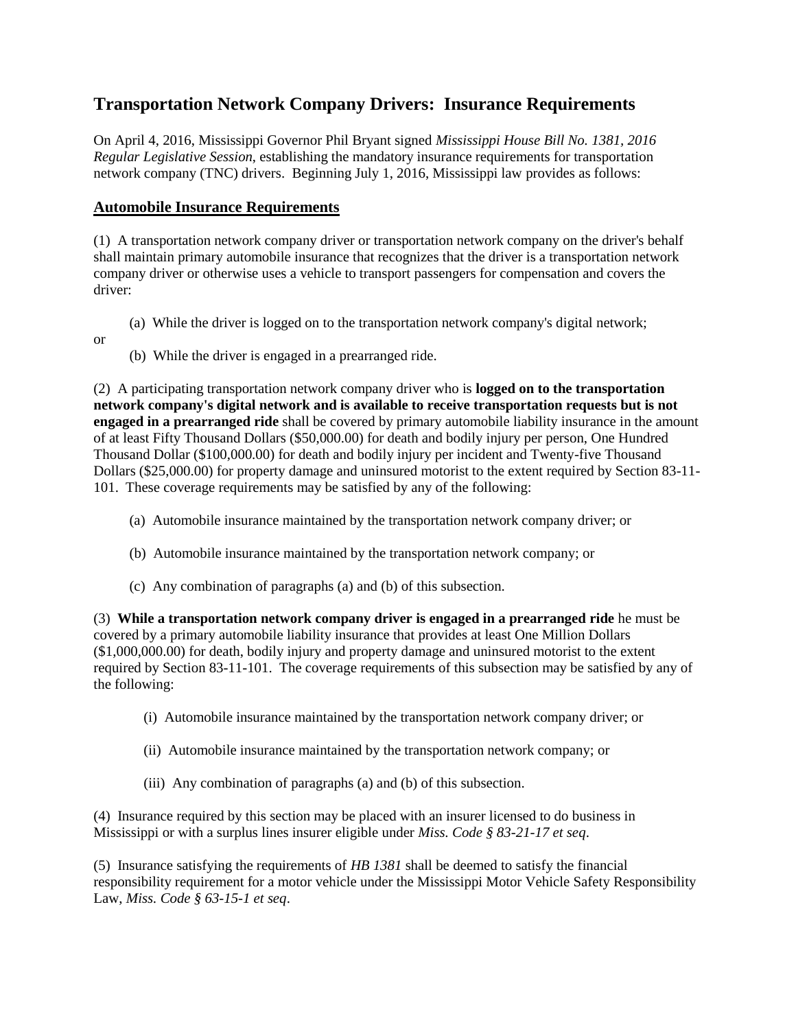# Transportation Network Company Drivers: Insurance Requirements

On April 4, 2016, Mississippi Governor Phil Bryant signed *Mississippi House Bill No. 1381, 2016 Regular Legislative Session*, establishing the mandatory insurance requirements for transportation network company (TNC) drivers. Beginning July 1, 2016, Mississippi law provides as follows:

## Automobile Insurance Requirements

(1) A transportation network company driver or transportation network company on the driver's behalf shall maintain primary automobile insurance that recognizes that the driver is a transportation network company driver or otherwise uses a vehicle to transport passengers for compensation and covers the driver:

(a) While the driver is logged on to the transportation network company's digital network;

or

(b) While the driver is engaged in a prearranged ride.

(2) A participating transportation network company driver who is **logged on to the transportation network company's digital network and is available to receive transportation requests but is not engaged in a prearranged ride** shall be covered by primary automobile liability insurance in the amount of at least Fifty Thousand Dollars ($50,000.00) for death and bodily injury per person, One Hundred Thousand Dollar ($100,000.00) for death and bodily injury per incident and Twenty-five Thousand Dollars ($25,000.00) for property damage and uninsured motorist to the extent required by Section 83-11-101. These coverage requirements may be satisfied by any of the following:

(a) Automobile insurance maintained by the transportation network company driver; or

(b) Automobile insurance maintained by the transportation network company; or

(c) Any combination of paragraphs (a) and (b) of this subsection.

(3) **While a transportation network company driver is engaged in a prearranged ride** he must be covered by a primary automobile liability insurance that provides at least One Million Dollars ($1,000,000.00) for death, bodily injury and property damage and uninsured motorist to the extent required by Section 83-11-101. The coverage requirements of this subsection may be satisfied by any of the following:

(i) Automobile insurance maintained by the transportation network company driver; or

(ii) Automobile insurance maintained by the transportation network company; or

(iii) Any combination of paragraphs (a) and (b) of this subsection.

(4) Insurance required by this section may be placed with an insurer licensed to do business in Mississippi or with a surplus lines insurer eligible under *Miss. Code § 83-21-17 et seq*.

(5) Insurance satisfying the requirements of *HB 1381* shall be deemed to satisfy the financial responsibility requirement for a motor vehicle under the Mississippi Motor Vehicle Safety Responsibility Law, *Miss. Code § 63-15-1 et seq*.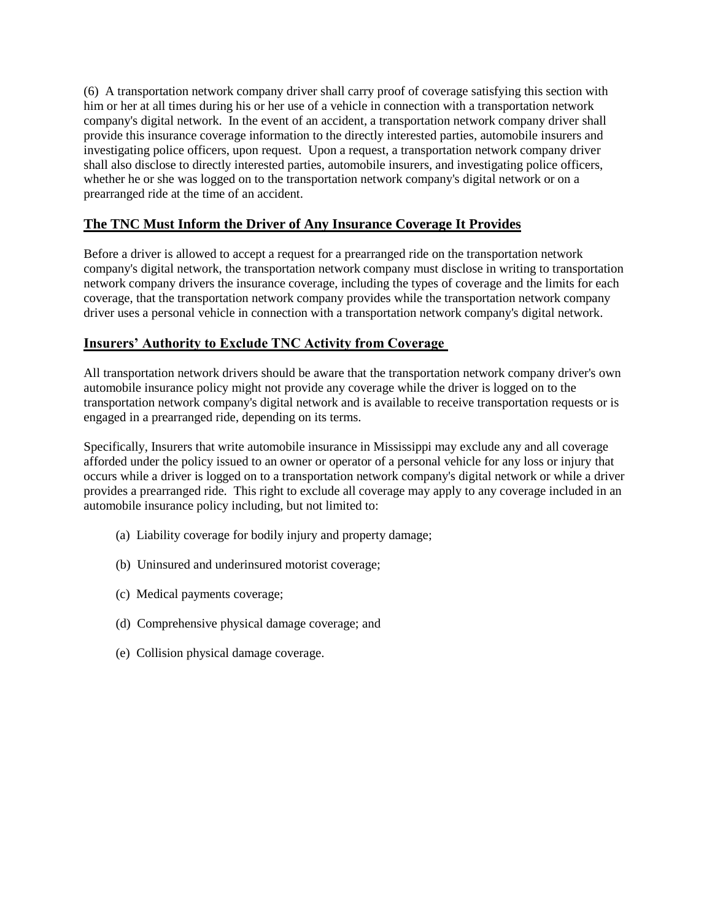(6) A transportation network company driver shall carry proof of coverage satisfying this section with him or her at all times during his or her use of a vehicle in connection with a transportation network company's digital network. In the event of an accident, a transportation network company driver shall provide this insurance coverage information to the directly interested parties, automobile insurers and investigating police officers, upon request. Upon a request, a transportation network company driver shall also disclose to directly interested parties, automobile insurers, and investigating police officers, whether he or she was logged on to the transportation network company's digital network or on a prearranged ride at the time of an accident.

## The TNC Must Inform the Driver of Any Insurance Coverage It Provides

Before a driver is allowed to accept a request for a prearranged ride on the transportation network company's digital network, the transportation network company must disclose in writing to transportation network company drivers the insurance coverage, including the types of coverage and the limits for each coverage, that the transportation network company provides while the transportation network company driver uses a personal vehicle in connection with a transportation network company's digital network.

## Insurers' Authority to Exclude TNC Activity from Coverage

All transportation network drivers should be aware that the transportation network company driver's own automobile insurance policy might not provide any coverage while the driver is logged on to the transportation network company's digital network and is available to receive transportation requests or is engaged in a prearranged ride, depending on its terms.

Specifically, Insurers that write automobile insurance in Mississippi may exclude any and all coverage afforded under the policy issued to an owner or operator of a personal vehicle for any loss or injury that occurs while a driver is logged on to a transportation network company's digital network or while a driver provides a prearranged ride. This right to exclude all coverage may apply to any coverage included in an automobile insurance policy including, but not limited to:

(a) Liability coverage for bodily injury and property damage;

(b) Uninsured and underinsured motorist coverage;

(c) Medical payments coverage;

(d) Comprehensive physical damage coverage; and

(e) Collision physical damage coverage.